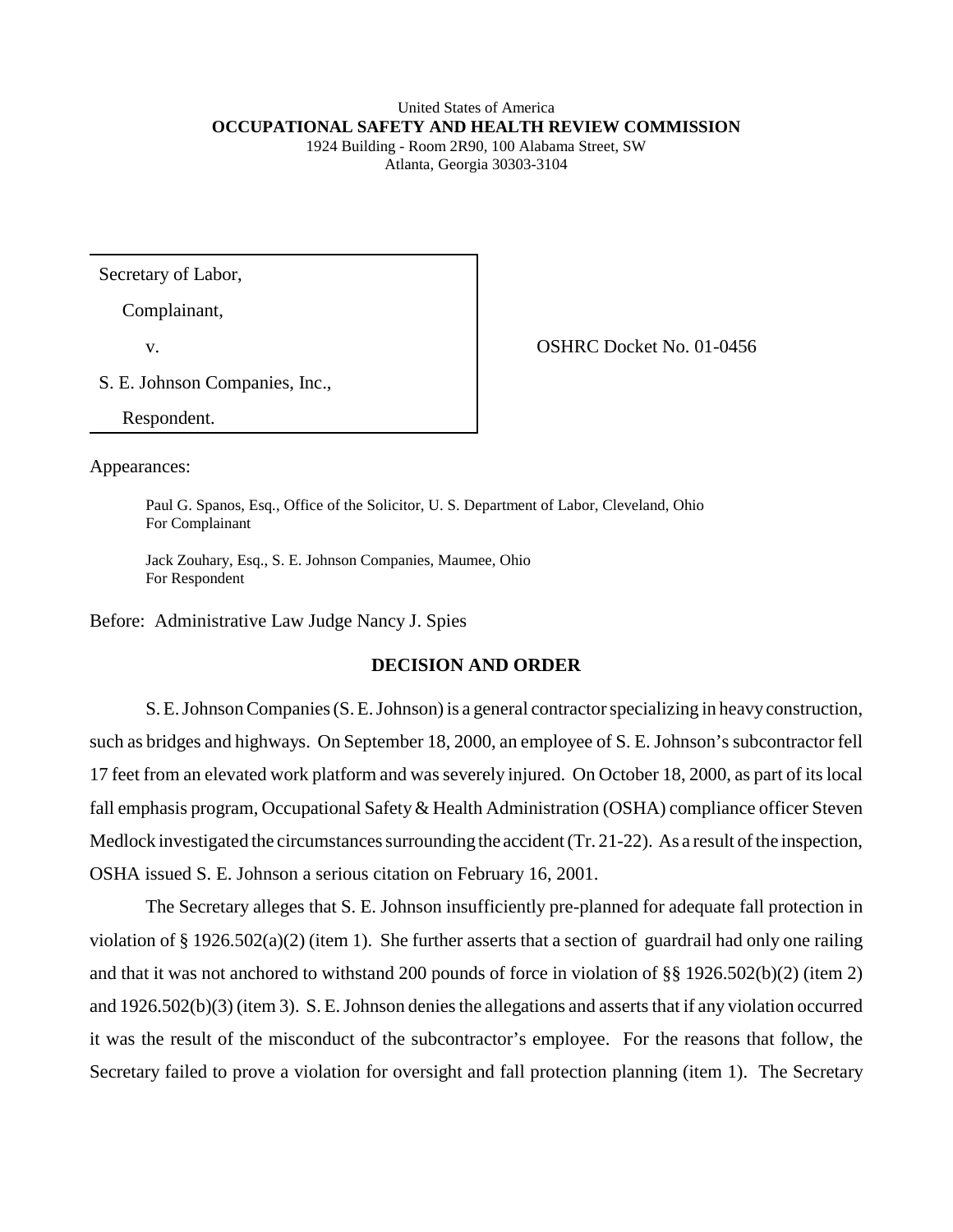United States of America
**OCCUPATIONAL SAFETY AND HEALTH REVIEW COMMISSION**
1924 Building - Room 2R90, 100 Alabama Street, SW
Atlanta, Georgia 30303-3104

| | |
|---|---|
| Secretary of Labor,<br>Complainant,<br>v.<br>S. E. Johnson Companies, Inc.,<br>Respondent. | OSHRC Docket No. 01-0456 |

Appearances:

Paul G. Spanos, Esq., Office of the Solicitor, U. S. Department of Labor, Cleveland, Ohio
For Complainant

Jack Zouhary, Esq., S. E. Johnson Companies, Maumee, Ohio
For Respondent

Before: Administrative Law Judge Nancy J. Spies

## DECISION AND ORDER

S. E. Johnson Companies (S. E. Johnson) is a general contractor specializing in heavy construction, such as bridges and highways. On September 18, 2000, an employee of S. E. Johnson's subcontractor fell 17 feet from an elevated work platform and was severely injured. On October 18, 2000, as part of its local fall emphasis program, Occupational Safety & Health Administration (OSHA) compliance officer Steven Medlock investigated the circumstances surrounding the accident (Tr. 21-22). As a result of the inspection, OSHA issued S. E. Johnson a serious citation on February 16, 2001.

The Secretary alleges that S. E. Johnson insufficiently pre-planned for adequate fall protection in violation of § 1926.502(a)(2) (item 1). She further asserts that a section of guardrail had only one railing and that it was not anchored to withstand 200 pounds of force in violation of §§ 1926.502(b)(2) (item 2) and 1926.502(b)(3) (item 3). S. E. Johnson denies the allegations and asserts that if any violation occurred it was the result of the misconduct of the subcontractor's employee. For the reasons that follow, the Secretary failed to prove a violation for oversight and fall protection planning (item 1). The Secretary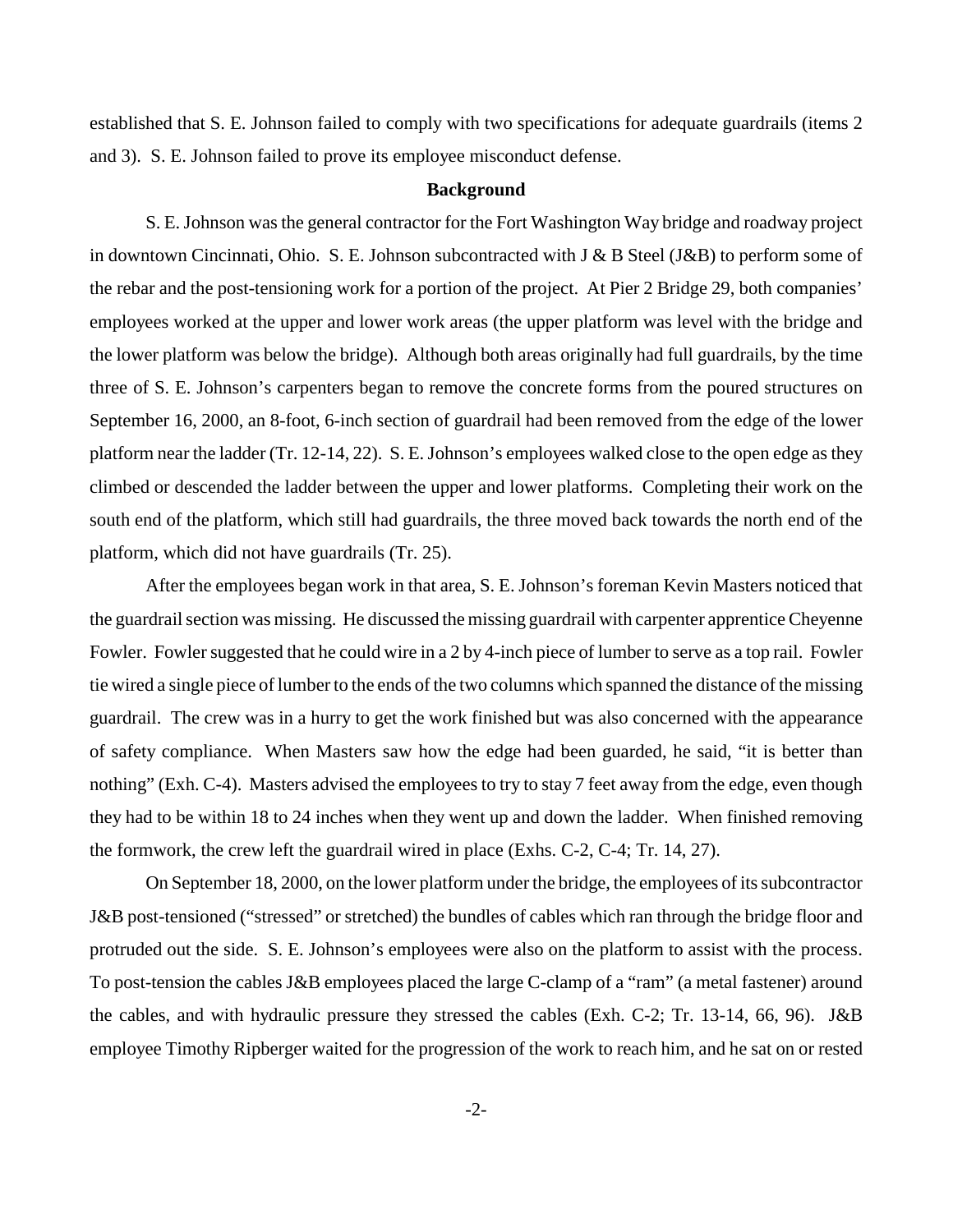established that S. E. Johnson failed to comply with two specifications for adequate guardrails (items 2 and 3). S. E. Johnson failed to prove its employee misconduct defense.

## Background

S. E. Johnson was the general contractor for the Fort Washington Way bridge and roadway project in downtown Cincinnati, Ohio. S. E. Johnson subcontracted with J & B Steel (J&B) to perform some of the rebar and the post-tensioning work for a portion of the project. At Pier 2 Bridge 29, both companies' employees worked at the upper and lower work areas (the upper platform was level with the bridge and the lower platform was below the bridge). Although both areas originally had full guardrails, by the time three of S. E. Johnson's carpenters began to remove the concrete forms from the poured structures on September 16, 2000, an 8-foot, 6-inch section of guardrail had been removed from the edge of the lower platform near the ladder (Tr. 12-14, 22). S. E. Johnson's employees walked close to the open edge as they climbed or descended the ladder between the upper and lower platforms. Completing their work on the south end of the platform, which still had guardrails, the three moved back towards the north end of the platform, which did not have guardrails (Tr. 25).

After the employees began work in that area, S. E. Johnson's foreman Kevin Masters noticed that the guardrail section was missing. He discussed the missing guardrail with carpenter apprentice Cheyenne Fowler. Fowler suggested that he could wire in a 2 by 4-inch piece of lumber to serve as a top rail. Fowler tie wired a single piece of lumber to the ends of the two columns which spanned the distance of the missing guardrail. The crew was in a hurry to get the work finished but was also concerned with the appearance of safety compliance. When Masters saw how the edge had been guarded, he said, "it is better than nothing" (Exh. C-4). Masters advised the employees to try to stay 7 feet away from the edge, even though they had to be within 18 to 24 inches when they went up and down the ladder. When finished removing the formwork, the crew left the guardrail wired in place (Exhs. C-2, C-4; Tr. 14, 27).

On September 18, 2000, on the lower platform under the bridge, the employees of its subcontractor J&B post-tensioned ("stressed" or stretched) the bundles of cables which ran through the bridge floor and protruded out the side. S. E. Johnson's employees were also on the platform to assist with the process. To post-tension the cables J&B employees placed the large C-clamp of a "ram" (a metal fastener) around the cables, and with hydraulic pressure they stressed the cables (Exh. C-2; Tr. 13-14, 66, 96). J&B employee Timothy Ripberger waited for the progression of the work to reach him, and he sat on or rested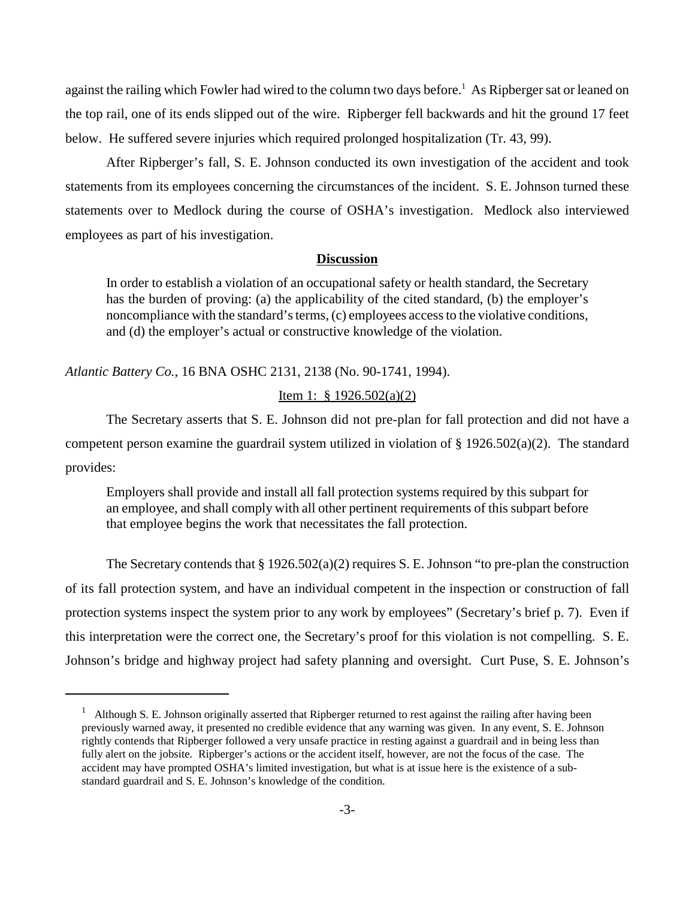against the railing which Fowler had wired to the column two days before.[1] As Ripberger sat or leaned on the top rail, one of its ends slipped out of the wire. Ripberger fell backwards and hit the ground 17 feet below. He suffered severe injuries which required prolonged hospitalization (Tr. 43, 99).

After Ripberger's fall, S. E. Johnson conducted its own investigation of the accident and took statements from its employees concerning the circumstances of the incident. S. E. Johnson turned these statements over to Medlock during the course of OSHA's investigation. Medlock also interviewed employees as part of his investigation.

## Discussion

> In order to establish a violation of an occupational safety or health standard, the Secretary has the burden of proving: (a) the applicability of the cited standard, (b) the employer's noncompliance with the standard's terms, (c) employees access to the violative conditions, and (d) the employer's actual or constructive knowledge of the violation.

*Atlantic Battery Co.*, 16 BNA OSHC 2131, 2138 (No. 90-1741, 1994).

### Item 1: § 1926.502(a)(2)

The Secretary asserts that S. E. Johnson did not pre-plan for fall protection and did not have a competent person examine the guardrail system utilized in violation of § 1926.502(a)(2). The standard provides:

> Employers shall provide and install all fall protection systems required by this subpart for an employee, and shall comply with all other pertinent requirements of this subpart before that employee begins the work that necessitates the fall protection.

The Secretary contends that § 1926.502(a)(2) requires S. E. Johnson "to pre-plan the construction of its fall protection system, and have an individual competent in the inspection or construction of fall protection systems inspect the system prior to any work by employees" (Secretary's brief p. 7). Even if this interpretation were the correct one, the Secretary's proof for this violation is not compelling. S. E. Johnson's bridge and highway project had safety planning and oversight. Curt Puse, S. E. Johnson's

---

[1] Although S. E. Johnson originally asserted that Ripberger returned to rest against the railing after having been previously warned away, it presented no credible evidence that any warning was given. In any event, S. E. Johnson rightly contends that Ripberger followed a very unsafe practice in resting against a guardrail and in being less than fully alert on the jobsite. Ripberger's actions or the accident itself, however, are not the focus of the case. The accident may have prompted OSHA's limited investigation, but what is at issue here is the existence of a sub-standard guardrail and S. E. Johnson's knowledge of the condition.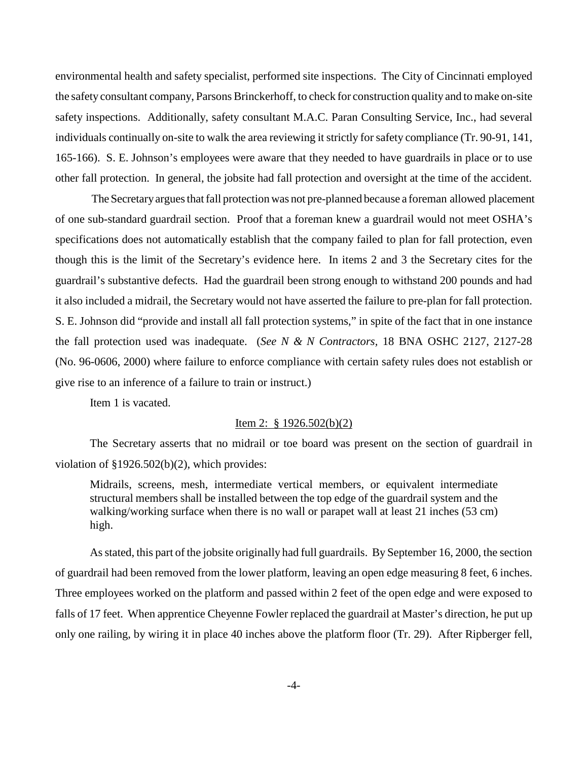environmental health and safety specialist, performed site inspections. The City of Cincinnati employed the safety consultant company, Parsons Brinckerhoff, to check for construction quality and to make on-site safety inspections. Additionally, safety consultant M.A.C. Paran Consulting Service, Inc., had several individuals continually on-site to walk the area reviewing it strictly for safety compliance (Tr. 90-91, 141, 165-166). S. E. Johnson's employees were aware that they needed to have guardrails in place or to use other fall protection. In general, the jobsite had fall protection and oversight at the time of the accident.

The Secretary argues that fall protection was not pre-planned because a foreman allowed placement of one sub-standard guardrail section. Proof that a foreman knew a guardrail would not meet OSHA's specifications does not automatically establish that the company failed to plan for fall protection, even though this is the limit of the Secretary's evidence here. In items 2 and 3 the Secretary cites for the guardrail's substantive defects. Had the guardrail been strong enough to withstand 200 pounds and had it also included a midrail, the Secretary would not have asserted the failure to pre-plan for fall protection. S. E. Johnson did "provide and install all fall protection systems," in spite of the fact that in one instance the fall protection used was inadequate. (*See N & N Contractors*, 18 BNA OSHC 2127, 2127-28 (No. 96-0606, 2000) where failure to enforce compliance with certain safety rules does not establish or give rise to an inference of a failure to train or instruct.)

Item 1 is vacated.

<u>Item 2: § 1926.502(b)(2)</u>

The Secretary asserts that no midrail or toe board was present on the section of guardrail in violation of §1926.502(b)(2), which provides:

> Midrails, screens, mesh, intermediate vertical members, or equivalent intermediate structural members shall be installed between the top edge of the guardrail system and the walking/working surface when there is no wall or parapet wall at least 21 inches (53 cm) high.

As stated, this part of the jobsite originally had full guardrails. By September 16, 2000, the section of guardrail had been removed from the lower platform, leaving an open edge measuring 8 feet, 6 inches. Three employees worked on the platform and passed within 2 feet of the open edge and were exposed to falls of 17 feet. When apprentice Cheyenne Fowler replaced the guardrail at Master's direction, he put up only one railing, by wiring it in place 40 inches above the platform floor (Tr. 29). After Ripberger fell,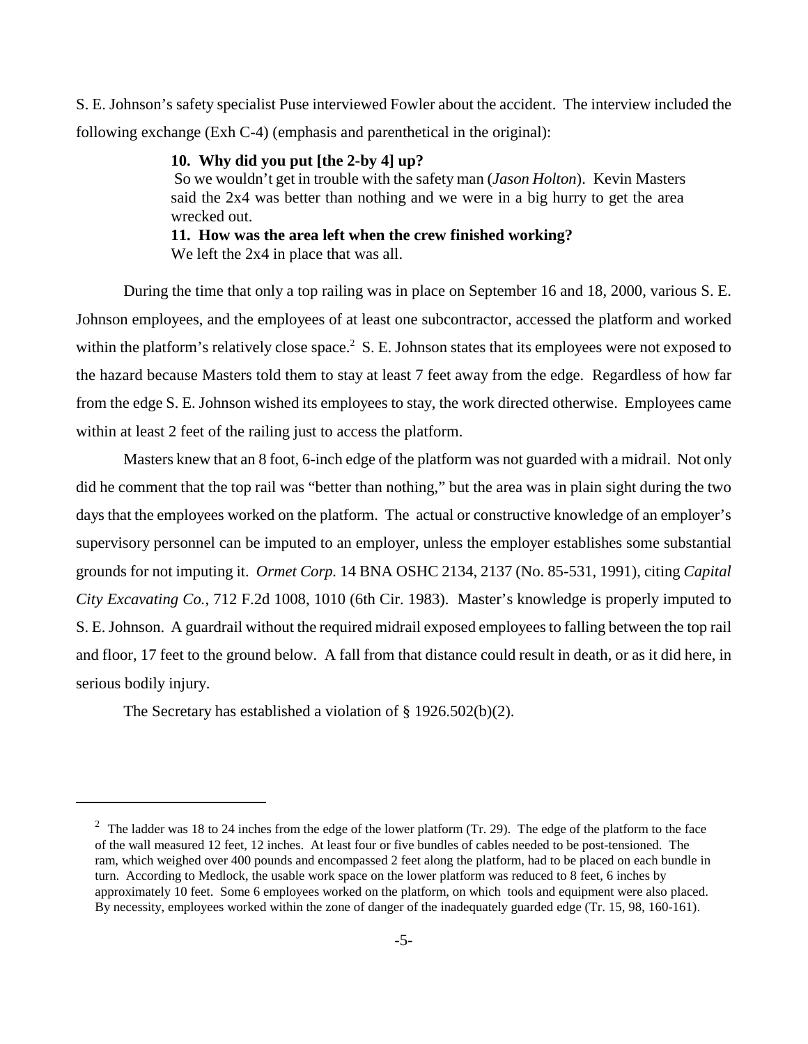S. E. Johnson's safety specialist Puse interviewed Fowler about the accident. The interview included the following exchange (Exh C-4) (emphasis and parenthetical in the original):

> **10. Why did you put [the 2-by 4] up?**
> So we wouldn't get in trouble with the safety man (*Jason Holton*). Kevin Masters said the 2x4 was better than nothing and we were in a big hurry to get the area wrecked out.
> **11. How was the area left when the crew finished working?**
> We left the 2x4 in place that was all.

During the time that only a top railing was in place on September 16 and 18, 2000, various S. E. Johnson employees, and the employees of at least one subcontractor, accessed the platform and worked within the platform's relatively close space.[2] S. E. Johnson states that its employees were not exposed to the hazard because Masters told them to stay at least 7 feet away from the edge. Regardless of how far from the edge S. E. Johnson wished its employees to stay, the work directed otherwise. Employees came within at least 2 feet of the railing just to access the platform.

Masters knew that an 8 foot, 6-inch edge of the platform was not guarded with a midrail. Not only did he comment that the top rail was "better than nothing," but the area was in plain sight during the two days that the employees worked on the platform. The actual or constructive knowledge of an employer's supervisory personnel can be imputed to an employer, unless the employer establishes some substantial grounds for not imputing it. *Ormet Corp.* 14 BNA OSHC 2134, 2137 (No. 85-531, 1991), citing *Capital City Excavating Co.*, 712 F.2d 1008, 1010 (6th Cir. 1983). Master's knowledge is properly imputed to S. E. Johnson. A guardrail without the required midrail exposed employees to falling between the top rail and floor, 17 feet to the ground below. A fall from that distance could result in death, or as it did here, in serious bodily injury.

The Secretary has established a violation of § 1926.502(b)(2).

---

[2] The ladder was 18 to 24 inches from the edge of the lower platform (Tr. 29). The edge of the platform to the face of the wall measured 12 feet, 12 inches. At least four or five bundles of cables needed to be post-tensioned. The ram, which weighed over 400 pounds and encompassed 2 feet along the platform, had to be placed on each bundle in turn. According to Medlock, the usable work space on the lower platform was reduced to 8 feet, 6 inches by approximately 10 feet. Some 6 employees worked on the platform, on which tools and equipment were also placed. By necessity, employees worked within the zone of danger of the inadequately guarded edge (Tr. 15, 98, 160-161).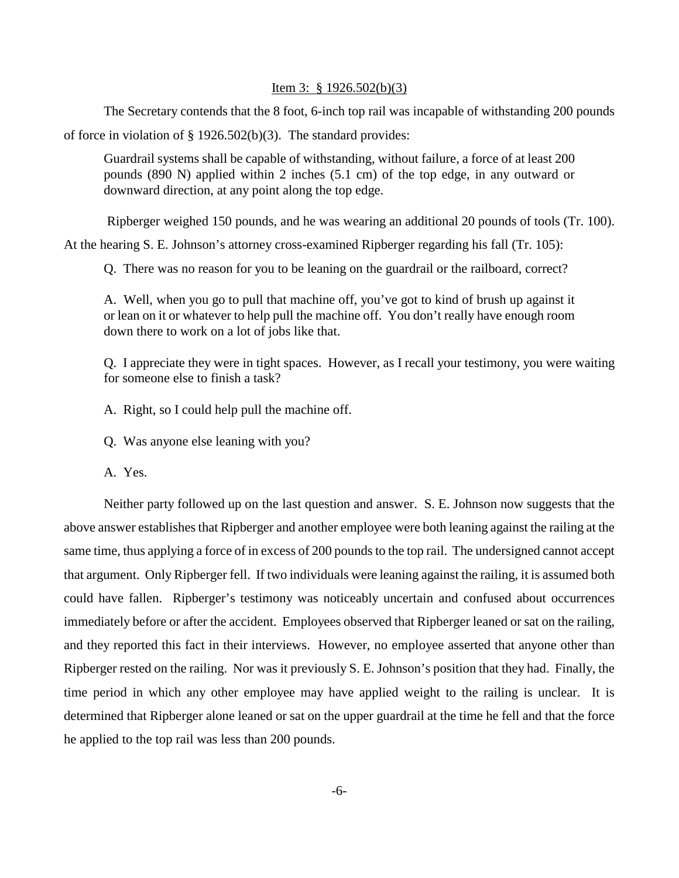Item 3: § 1926.502(b)(3)

The Secretary contends that the 8 foot, 6-inch top rail was incapable of withstanding 200 pounds of force in violation of § 1926.502(b)(3). The standard provides:

> Guardrail systems shall be capable of withstanding, without failure, a force of at least 200 pounds (890 N) applied within 2 inches (5.1 cm) of the top edge, in any outward or downward direction, at any point along the top edge.

Ripberger weighed 150 pounds, and he was wearing an additional 20 pounds of tools (Tr. 100). At the hearing S. E. Johnson's attorney cross-examined Ripberger regarding his fall (Tr. 105):

> Q. There was no reason for you to be leaning on the guardrail or the railboard, correct?
>
> A. Well, when you go to pull that machine off, you've got to kind of brush up against it or lean on it or whatever to help pull the machine off. You don't really have enough room down there to work on a lot of jobs like that.
>
> Q. I appreciate they were in tight spaces. However, as I recall your testimony, you were waiting for someone else to finish a task?
>
> A. Right, so I could help pull the machine off.
>
> Q. Was anyone else leaning with you?
>
> A. Yes.

Neither party followed up on the last question and answer. S. E. Johnson now suggests that the above answer establishes that Ripberger and another employee were both leaning against the railing at the same time, thus applying a force of in excess of 200 pounds to the top rail. The undersigned cannot accept that argument. Only Ripberger fell. If two individuals were leaning against the railing, it is assumed both could have fallen. Ripberger's testimony was noticeably uncertain and confused about occurrences immediately before or after the accident. Employees observed that Ripberger leaned or sat on the railing, and they reported this fact in their interviews. However, no employee asserted that anyone other than Ripberger rested on the railing. Nor was it previously S. E. Johnson's position that they had. Finally, the time period in which any other employee may have applied weight to the railing is unclear. It is determined that Ripberger alone leaned or sat on the upper guardrail at the time he fell and that the force he applied to the top rail was less than 200 pounds.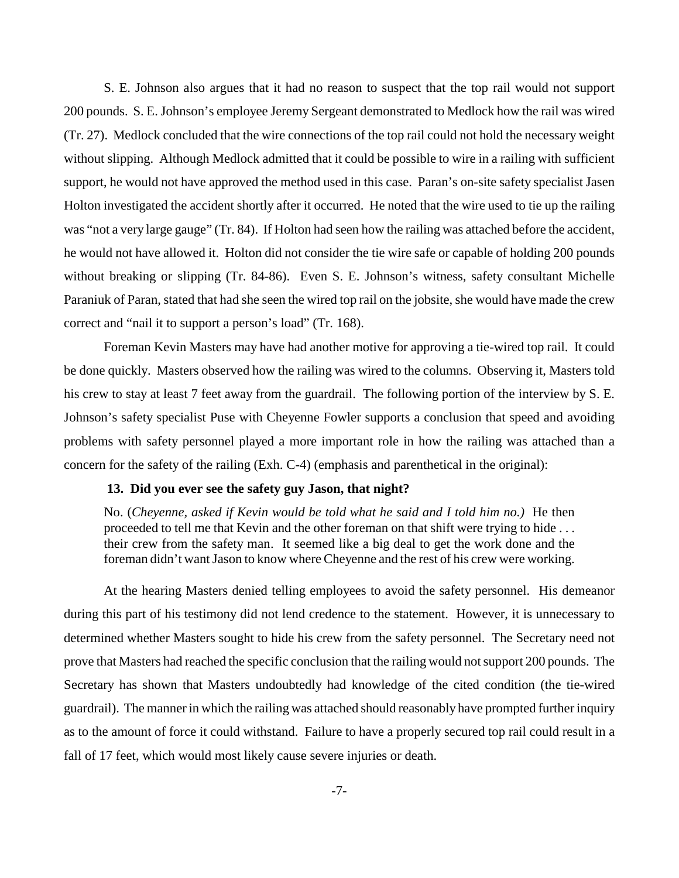S. E. Johnson also argues that it had no reason to suspect that the top rail would not support 200 pounds. S. E. Johnson's employee Jeremy Sergeant demonstrated to Medlock how the rail was wired (Tr. 27). Medlock concluded that the wire connections of the top rail could not hold the necessary weight without slipping. Although Medlock admitted that it could be possible to wire in a railing with sufficient support, he would not have approved the method used in this case. Paran's on-site safety specialist Jasen Holton investigated the accident shortly after it occurred. He noted that the wire used to tie up the railing was "not a very large gauge" (Tr. 84). If Holton had seen how the railing was attached before the accident, he would not have allowed it. Holton did not consider the tie wire safe or capable of holding 200 pounds without breaking or slipping (Tr. 84-86). Even S. E. Johnson's witness, safety consultant Michelle Paraniuk of Paran, stated that had she seen the wired top rail on the jobsite, she would have made the crew correct and "nail it to support a person's load" (Tr. 168).

Foreman Kevin Masters may have had another motive for approving a tie-wired top rail. It could be done quickly. Masters observed how the railing was wired to the columns. Observing it, Masters told his crew to stay at least 7 feet away from the guardrail. The following portion of the interview by S. E. Johnson's safety specialist Puse with Cheyenne Fowler supports a conclusion that speed and avoiding problems with safety personnel played a more important role in how the railing was attached than a concern for the safety of the railing (Exh. C-4) (emphasis and parenthetical in the original):

> **13. Did you ever see the safety guy Jason, that night?**
>
> No. (*Cheyenne, asked if Kevin would be told what he said and I told him no.*) He then proceeded to tell me that Kevin and the other foreman on that shift were trying to hide . . . their crew from the safety man. It seemed like a big deal to get the work done and the foreman didn't want Jason to know where Cheyenne and the rest of his crew were working.

At the hearing Masters denied telling employees to avoid the safety personnel. His demeanor during this part of his testimony did not lend credence to the statement. However, it is unnecessary to determined whether Masters sought to hide his crew from the safety personnel. The Secretary need not prove that Masters had reached the specific conclusion that the railing would not support 200 pounds. The Secretary has shown that Masters undoubtedly had knowledge of the cited condition (the tie-wired guardrail). The manner in which the railing was attached should reasonably have prompted further inquiry as to the amount of force it could withstand. Failure to have a properly secured top rail could result in a fall of 17 feet, which would most likely cause severe injuries or death.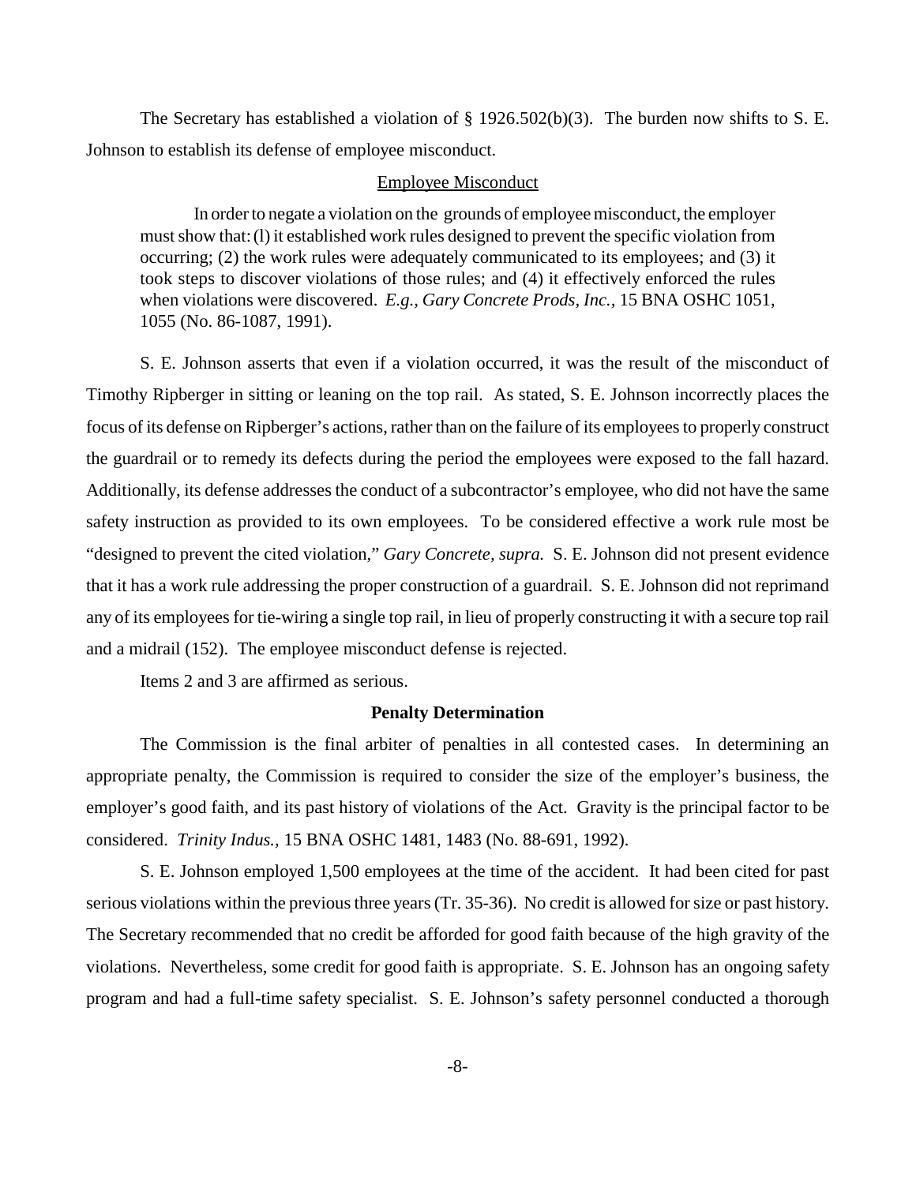The Secretary has established a violation of § 1926.502(b)(3). The burden now shifts to S. E. Johnson to establish its defense of employee misconduct.

Employee Misconduct

> In order to negate a violation on the grounds of employee misconduct, the employer must show that: (l) it established work rules designed to prevent the specific violation from occurring; (2) the work rules were adequately communicated to its employees; and (3) it took steps to discover violations of those rules; and (4) it effectively enforced the rules when violations were discovered. *E.g.*, *Gary Concrete Prods, Inc.*, 15 BNA OSHC 1051, 1055 (No. 86-1087, 1991).

S. E. Johnson asserts that even if a violation occurred, it was the result of the misconduct of Timothy Ripberger in sitting or leaning on the top rail. As stated, S. E. Johnson incorrectly places the focus of its defense on Ripberger's actions, rather than on the failure of its employees to properly construct the guardrail or to remedy its defects during the period the employees were exposed to the fall hazard. Additionally, its defense addresses the conduct of a subcontractor's employee, who did not have the same safety instruction as provided to its own employees. To be considered effective a work rule most be "designed to prevent the cited violation," *Gary Concrete, supra.* S. E. Johnson did not present evidence that it has a work rule addressing the proper construction of a guardrail. S. E. Johnson did not reprimand any of its employees for tie-wiring a single top rail, in lieu of properly constructing it with a secure top rail and a midrail (152). The employee misconduct defense is rejected.

Items 2 and 3 are affirmed as serious.

**Penalty Determination**

The Commission is the final arbiter of penalties in all contested cases. In determining an appropriate penalty, the Commission is required to consider the size of the employer's business, the employer's good faith, and its past history of violations of the Act. Gravity is the principal factor to be considered. *Trinity Indus.*, 15 BNA OSHC 1481, 1483 (No. 88-691, 1992).

S. E. Johnson employed 1,500 employees at the time of the accident. It had been cited for past serious violations within the previous three years (Tr. 35-36). No credit is allowed for size or past history. The Secretary recommended that no credit be afforded for good faith because of the high gravity of the violations. Nevertheless, some credit for good faith is appropriate. S. E. Johnson has an ongoing safety program and had a full-time safety specialist. S. E. Johnson's safety personnel conducted a thorough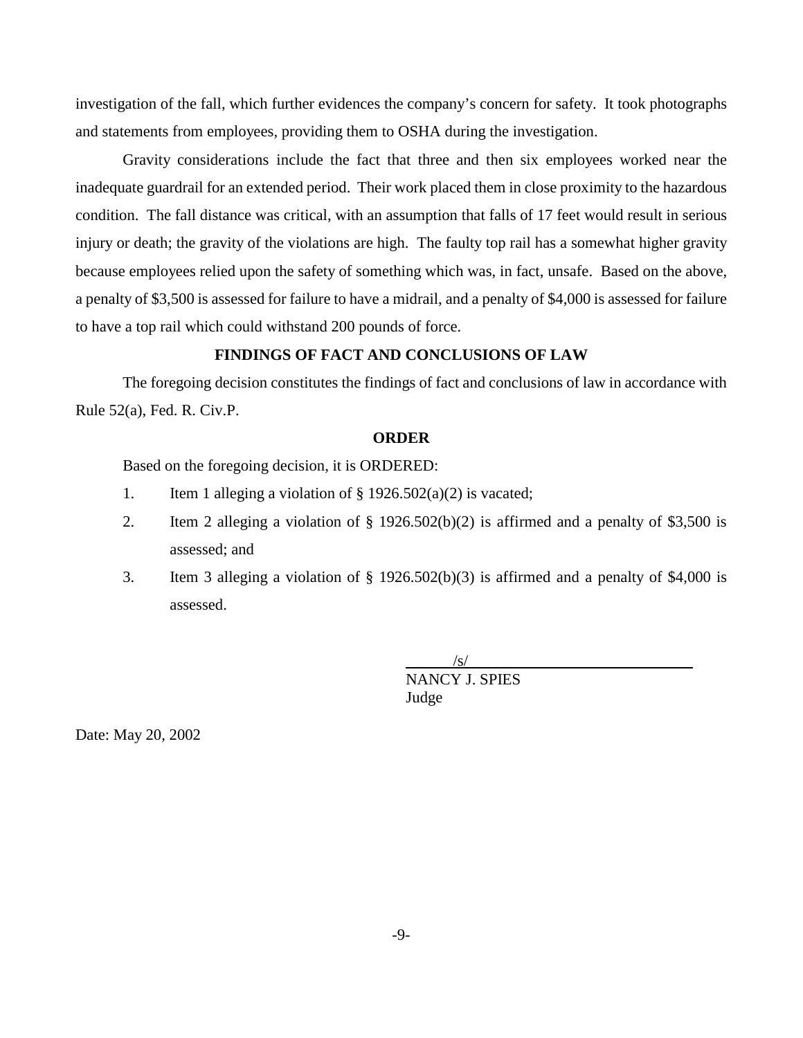investigation of the fall, which further evidences the company's concern for safety. It took photographs and statements from employees, providing them to OSHA during the investigation.

Gravity considerations include the fact that three and then six employees worked near the inadequate guardrail for an extended period. Their work placed them in close proximity to the hazardous condition. The fall distance was critical, with an assumption that falls of 17 feet would result in serious injury or death; the gravity of the violations are high. The faulty top rail has a somewhat higher gravity because employees relied upon the safety of something which was, in fact, unsafe. Based on the above, a penalty of $3,500 is assessed for failure to have a midrail, and a penalty of $4,000 is assessed for failure to have a top rail which could withstand 200 pounds of force.

## FINDINGS OF FACT AND CONCLUSIONS OF LAW

The foregoing decision constitutes the findings of fact and conclusions of law in accordance with Rule 52(a), Fed. R. Civ.P.

## ORDER

Based on the foregoing decision, it is ORDERED:

1. Item 1 alleging a violation of § 1926.502(a)(2) is vacated;
2. Item 2 alleging a violation of § 1926.502(b)(2) is affirmed and a penalty of $3,500 is assessed; and
3. Item 3 alleging a violation of § 1926.502(b)(3) is affirmed and a penalty of $4,000 is assessed.

/s/
NANCY J. SPIES
Judge

Date: May 20, 2002